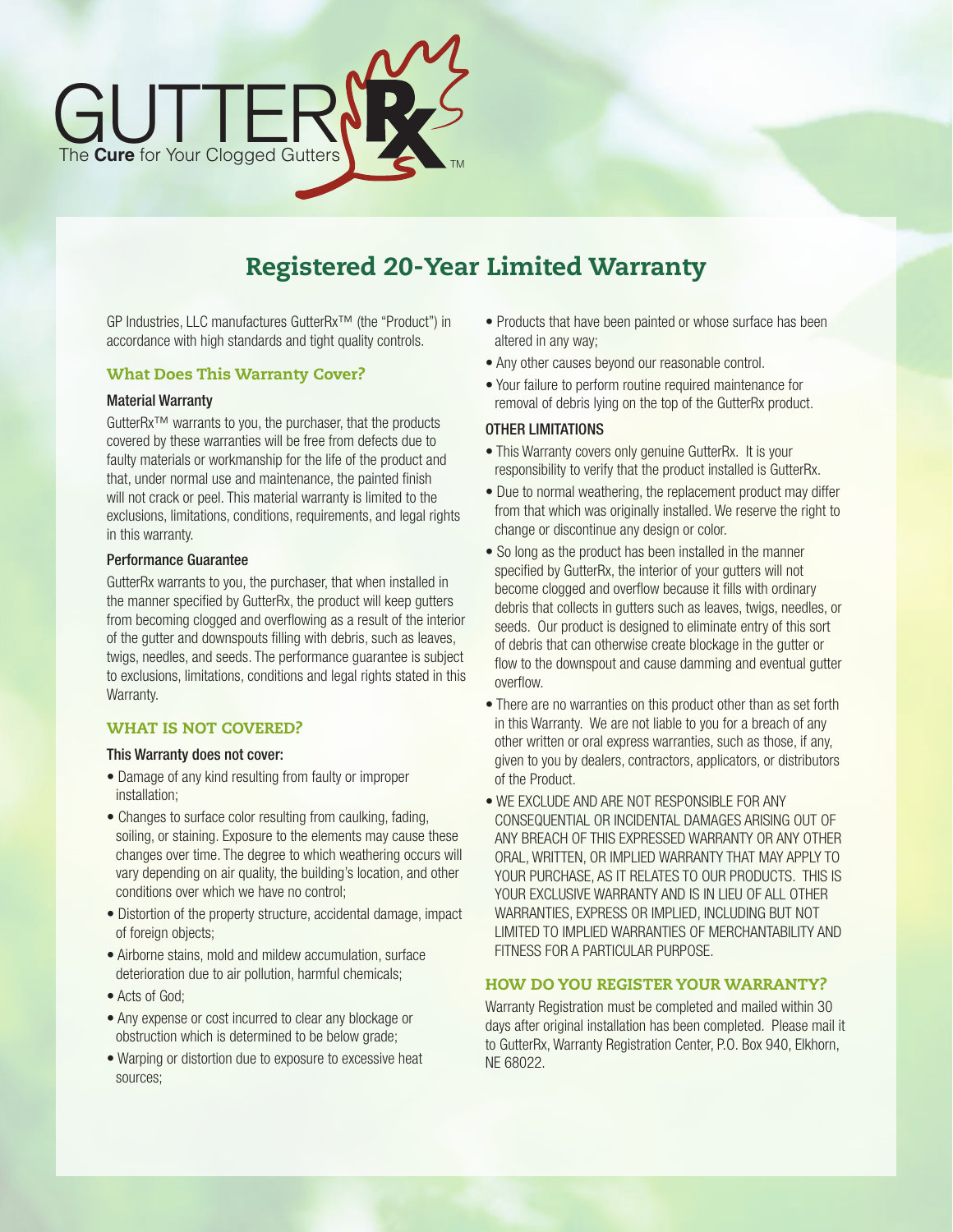GUTTER Rx
The **Cure** for Your Clogged Gutters ™

# Registered 20-Year Limited Warranty

GP Industries, LLC manufactures GutterRx™ (the "Product") in accordance with high standards and tight quality controls.

## What Does This Warranty Cover?

### Material Warranty

GutterRx™ warrants to you, the purchaser, that the products covered by these warranties will be free from defects due to faulty materials or workmanship for the life of the product and that, under normal use and maintenance, the painted finish will not crack or peel. This material warranty is limited to the exclusions, limitations, conditions, requirements, and legal rights in this warranty.

### Performance Guarantee

GutterRx warrants to you, the purchaser, that when installed in the manner specified by GutterRx, the product will keep gutters from becoming clogged and overflowing as a result of the interior of the gutter and downspouts filling with debris, such as leaves, twigs, needles, and seeds. The performance guarantee is subject to exclusions, limitations, conditions and legal rights stated in this Warranty.

## WHAT IS NOT COVERED?

### This Warranty does not cover:

- Damage of any kind resulting from faulty or improper installation;
- Changes to surface color resulting from caulking, fading, soiling, or staining. Exposure to the elements may cause these changes over time. The degree to which weathering occurs will vary depending on air quality, the building's location, and other conditions over which we have no control;
- Distortion of the property structure, accidental damage, impact of foreign objects;
- Airborne stains, mold and mildew accumulation, surface deterioration due to air pollution, harmful chemicals;
- Acts of God;
- Any expense or cost incurred to clear any blockage or obstruction which is determined to be below grade;
- Warping or distortion due to exposure to excessive heat sources;
- Products that have been painted or whose surface has been altered in any way;
- Any other causes beyond our reasonable control.
- Your failure to perform routine required maintenance for removal of debris lying on the top of the GutterRx product.

### OTHER LIMITATIONS

- This Warranty covers only genuine GutterRx. It is your responsibility to verify that the product installed is GutterRx.
- Due to normal weathering, the replacement product may differ from that which was originally installed. We reserve the right to change or discontinue any design or color.
- So long as the product has been installed in the manner specified by GutterRx, the interior of your gutters will not become clogged and overflow because it fills with ordinary debris that collects in gutters such as leaves, twigs, needles, or seeds. Our product is designed to eliminate entry of this sort of debris that can otherwise create blockage in the gutter or flow to the downspout and cause damming and eventual gutter overflow.
- There are no warranties on this product other than as set forth in this Warranty. We are not liable to you for a breach of any other written or oral express warranties, such as those, if any, given to you by dealers, contractors, applicators, or distributors of the Product.
- WE EXCLUDE AND ARE NOT RESPONSIBLE FOR ANY CONSEQUENTIAL OR INCIDENTAL DAMAGES ARISING OUT OF ANY BREACH OF THIS EXPRESSED WARRANTY OR ANY OTHER ORAL, WRITTEN, OR IMPLIED WARRANTY THAT MAY APPLY TO YOUR PURCHASE, AS IT RELATES TO OUR PRODUCTS. THIS IS YOUR EXCLUSIVE WARRANTY AND IS IN LIEU OF ALL OTHER WARRANTIES, EXPRESS OR IMPLIED, INCLUDING BUT NOT LIMITED TO IMPLIED WARRANTIES OF MERCHANTABILITY AND FITNESS FOR A PARTICULAR PURPOSE.

## HOW DO YOU REGISTER YOUR WARRANTY?

Warranty Registration must be completed and mailed within 30 days after original installation has been completed. Please mail it to GutterRx, Warranty Registration Center, P.O. Box 940, Elkhorn, NE 68022.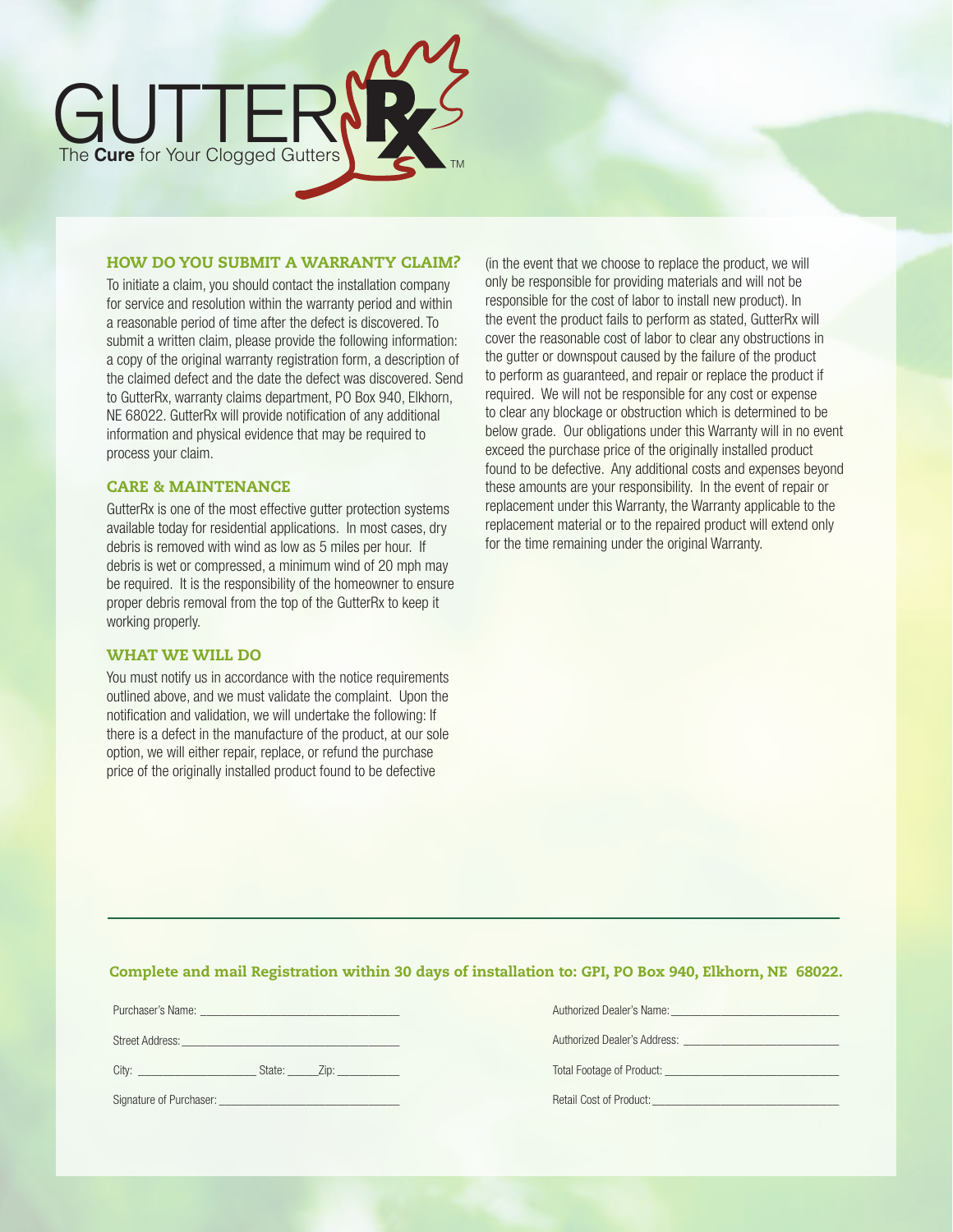# GUTTER Rx

The **Cure** for Your Clogged Gutters ™

### HOW DO YOU SUBMIT A WARRANTY CLAIM?

To initiate a claim, you should contact the installation company for service and resolution within the warranty period and within a reasonable period of time after the defect is discovered. To submit a written claim, please provide the following information: a copy of the original warranty registration form, a description of the claimed defect and the date the defect was discovered. Send to GutterRx, warranty claims department, PO Box 940, Elkhorn, NE 68022. GutterRx will provide notification of any additional information and physical evidence that may be required to process your claim.

### CARE & MAINTENANCE

GutterRx is one of the most effective gutter protection systems available today for residential applications. In most cases, dry debris is removed with wind as low as 5 miles per hour. If debris is wet or compressed, a minimum wind of 20 mph may be required. It is the responsibility of the homeowner to ensure proper debris removal from the top of the GutterRx to keep it working properly.

### WHAT WE WILL DO

You must notify us in accordance with the notice requirements outlined above, and we must validate the complaint. Upon the notification and validation, we will undertake the following: If there is a defect in the manufacture of the product, at our sole option, we will either repair, replace, or refund the purchase price of the originally installed product found to be defective (in the event that we choose to replace the product, we will only be responsible for providing materials and will not be responsible for the cost of labor to install new product). In the event the product fails to perform as stated, GutterRx will cover the reasonable cost of labor to clear any obstructions in the gutter or downspout caused by the failure of the product to perform as guaranteed, and repair or replace the product if required. We will not be responsible for any cost or expense to clear any blockage or obstruction which is determined to be below grade. Our obligations under this Warranty will in no event exceed the purchase price of the originally installed product found to be defective. Any additional costs and expenses beyond these amounts are your responsibility. In the event of repair or replacement under this Warranty, the Warranty applicable to the replacement material or to the repaired product will extend only for the time remaining under the original Warranty.

---

### Complete and mail Registration within 30 days of installation to: GPI, PO Box 940, Elkhorn, NE 68022.

Purchaser's Name: ______________________________

Street Address: ______________________________

City: __________________ State: _____ Zip: __________

Signature of Purchaser: ______________________________

Authorized Dealer's Name: ______________________________

Authorized Dealer's Address: ______________________________

Total Footage of Product: ______________________________

Retail Cost of Product: ______________________________